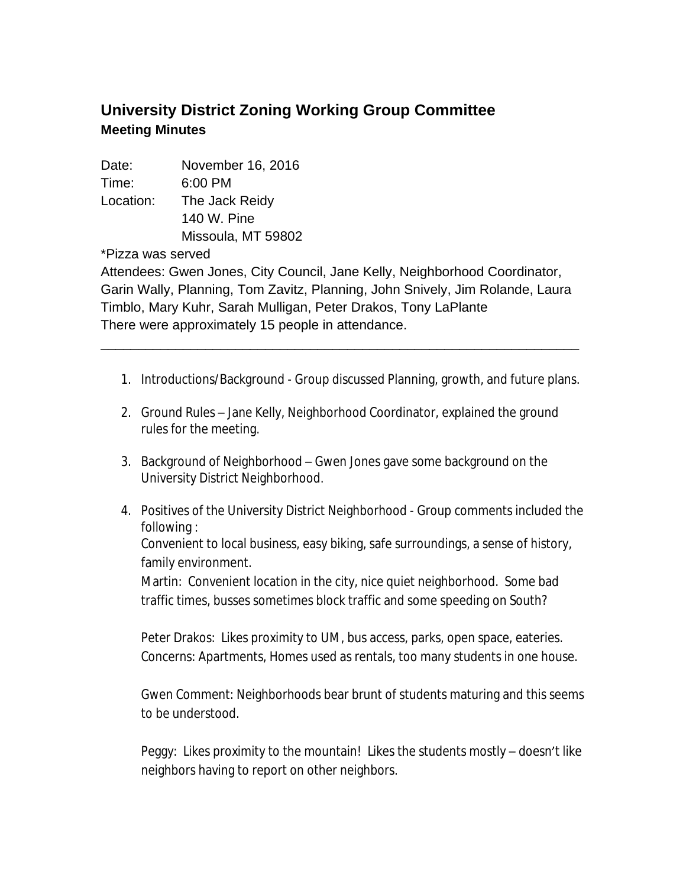## University District Zoning Working Group Committee
### Meeting Minutes

Date: November 16, 2016
Time: 6:00 PM
Location: The Jack Reidy
140 W. Pine
Missoula, MT 59802

*Pizza was served

Attendees: Gwen Jones, City Council, Jane Kelly, Neighborhood Coordinator, Garin Wally, Planning, Tom Zavitz, Planning, John Snively, Jim Rolande, Laura Timblo, Mary Kuhr, Sarah Mulligan, Peter Drakos, Tony LaPlante

There were approximately 15 people in attendance.

---

1. Introductions/Background - Group discussed Planning, growth, and future plans.
2. Ground Rules – Jane Kelly, Neighborhood Coordinator, explained the ground rules for the meeting.
3. Background of Neighborhood – Gwen Jones gave some background on the University District Neighborhood.
4. Positives of the University District Neighborhood - Group comments included the following :
   Convenient to local business, easy biking, safe surroundings, a sense of history, family environment.
   Martin: Convenient location in the city, nice quiet neighborhood. Some bad traffic times, busses sometimes block traffic and some speeding on South?

   Peter Drakos: Likes proximity to UM, bus access, parks, open space, eateries. Concerns: Apartments, Homes used as rentals, too many students in one house.

   Gwen Comment: Neighborhoods bear brunt of students maturing and this seems to be understood.

   Peggy: Likes proximity to the mountain! Likes the students mostly – doesn't like neighbors having to report on other neighbors.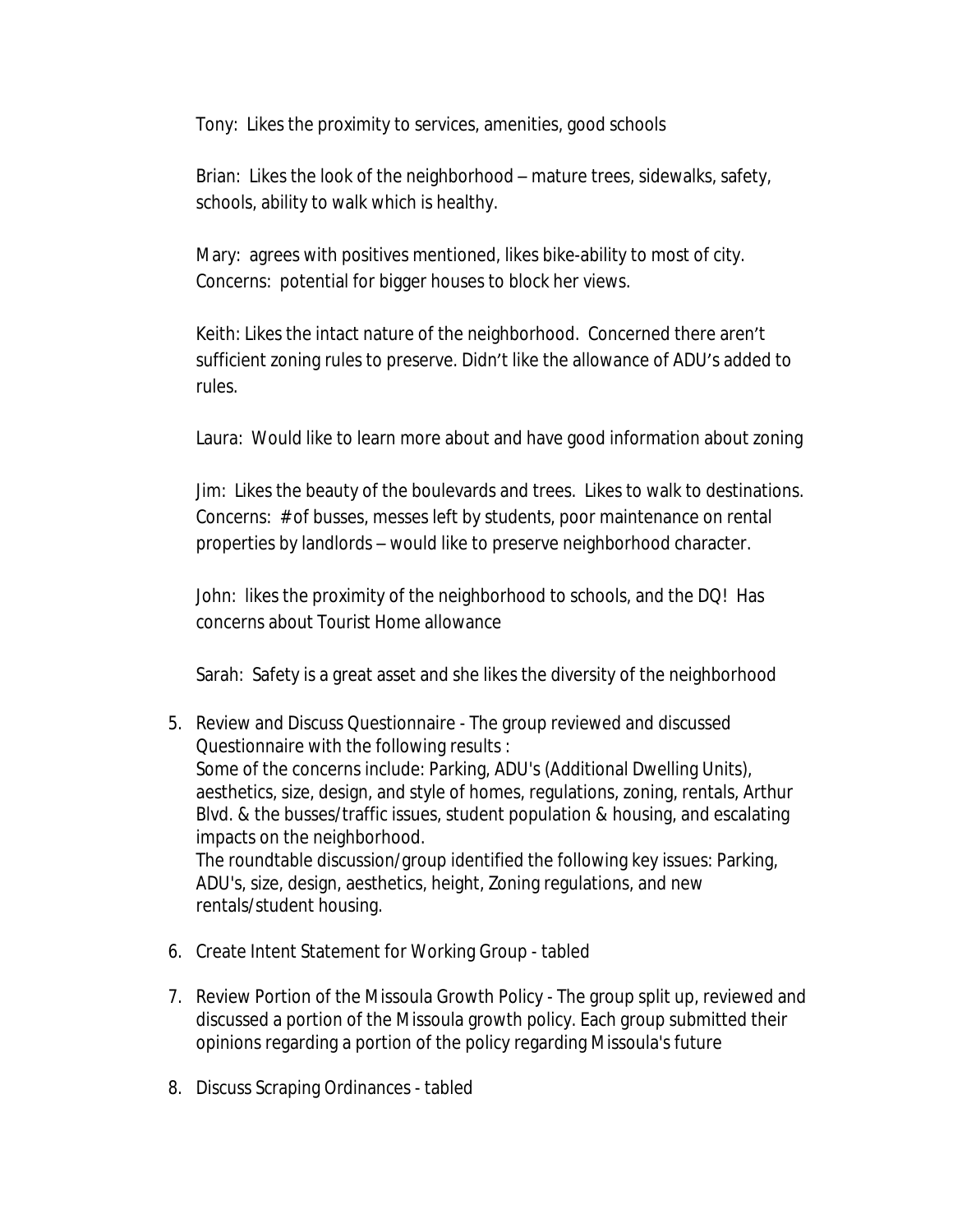Tony: Likes the proximity to services, amenities, good schools

Brian: Likes the look of the neighborhood – mature trees, sidewalks, safety, schools, ability to walk which is healthy.

Mary: agrees with positives mentioned, likes bike-ability to most of city. Concerns: potential for bigger houses to block her views.

Keith: Likes the intact nature of the neighborhood. Concerned there aren't sufficient zoning rules to preserve. Didn't like the allowance of ADU's added to rules.

Laura: Would like to learn more about and have good information about zoning

Jim: Likes the beauty of the boulevards and trees. Likes to walk to destinations. Concerns: # of busses, messes left by students, poor maintenance on rental properties by landlords – would like to preserve neighborhood character.

John: likes the proximity of the neighborhood to schools, and the DQ! Has concerns about Tourist Home allowance

Sarah: Safety is a great asset and she likes the diversity of the neighborhood

5. Review and Discuss Questionnaire - The group reviewed and discussed Questionnaire with the following results :
   Some of the concerns include: Parking, ADU's (Additional Dwelling Units), aesthetics, size, design, and style of homes, regulations, zoning, rentals, Arthur Blvd. & the busses/traffic issues, student population & housing, and escalating impacts on the neighborhood.
   The roundtable discussion/group identified the following key issues: Parking, ADU's, size, design, aesthetics, height, Zoning regulations, and new rentals/student housing.

6. Create Intent Statement for Working Group - tabled

7. Review Portion of the Missoula Growth Policy - The group split up, reviewed and discussed a portion of the Missoula growth policy. Each group submitted their opinions regarding a portion of the policy regarding Missoula's future

8. Discuss Scraping Ordinances - tabled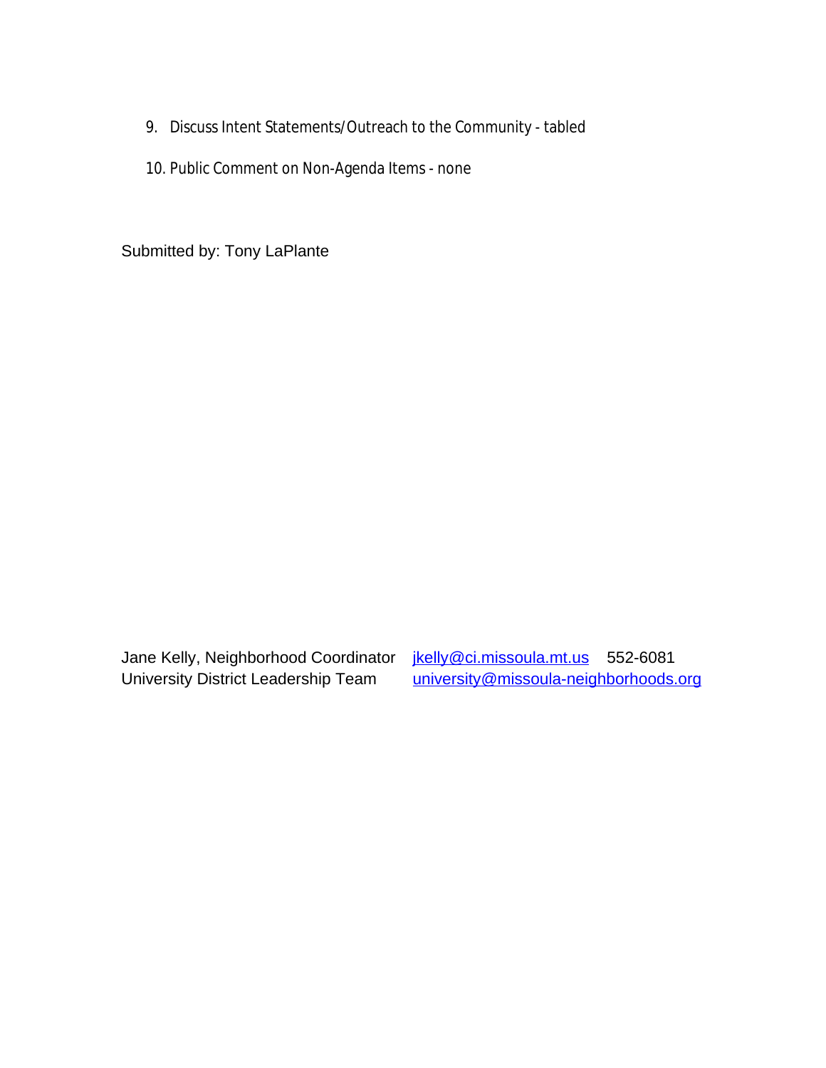9. Discuss Intent Statements/Outreach to the Community - tabled

10. Public Comment on Non-Agenda Items - none

Submitted by: Tony LaPlante

Jane Kelly, Neighborhood Coordinator jkelly@ci.missoula.mt.us 552-6081
University District Leadership Team university@missoula-neighborhoods.org